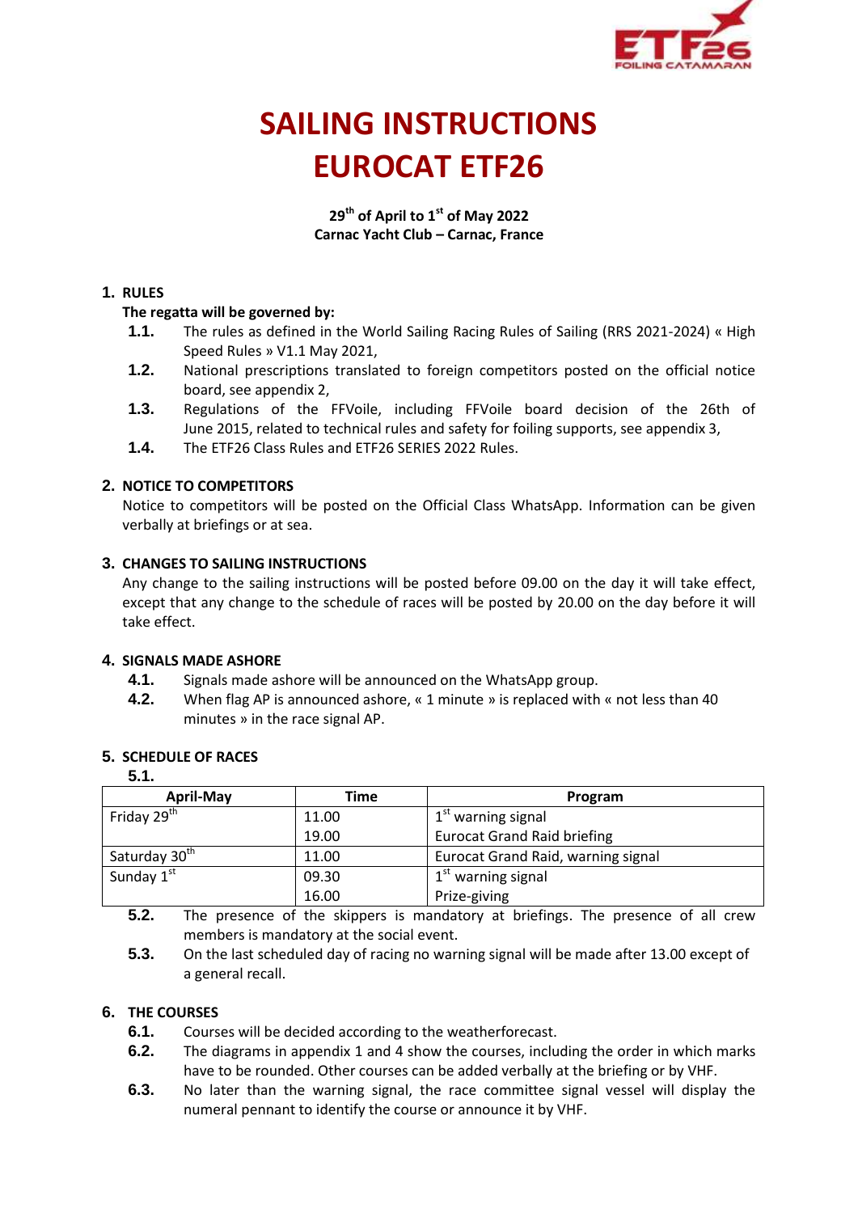# SAILING INSTRUCTIONS
# EUROCAT ETF26

**29th of April to 1st of May 2022**
**Carnac Yacht Club – Carnac, France**

## 1. RULES

**The regatta will be governed by:**

**1.1.** The rules as defined in the World Sailing Racing Rules of Sailing (RRS 2021-2024) « High Speed Rules » V1.1 May 2021,

**1.2.** National prescriptions translated to foreign competitors posted on the official notice board, see appendix 2,

**1.3.** Regulations of the FFVoile, including FFVoile board decision of the 26th of June 2015, related to technical rules and safety for foiling supports, see appendix 3,

**1.4.** The ETF26 Class Rules and ETF26 SERIES 2022 Rules.

## 2. NOTICE TO COMPETITORS

Notice to competitors will be posted on the Official Class WhatsApp. Information can be given verbally at briefings or at sea.

## 3. CHANGES TO SAILING INSTRUCTIONS

Any change to the sailing instructions will be posted before 09.00 on the day it will take effect, except that any change to the schedule of races will be posted by 20.00 on the day before it will take effect.

## 4. SIGNALS MADE ASHORE

**4.1.** Signals made ashore will be announced on the WhatsApp group.

**4.2.** When flag AP is announced ashore, « 1 minute » is replaced with « not less than 40 minutes » in the race signal AP.

## 5. SCHEDULE OF RACES

**5.1.**

| April-May | Time | Program |
|---|---|---|
| Friday 29th | 11.00 | 1st warning signal |
| | 19.00 | Eurocat Grand Raid briefing |
| Saturday 30th | 11.00 | Eurocat Grand Raid, warning signal |
| Sunday 1st | 09.30 | 1st warning signal |
| | 16.00 | Prize-giving |

**5.2.** The presence of the skippers is mandatory at briefings. The presence of all crew members is mandatory at the social event.

**5.3.** On the last scheduled day of racing no warning signal will be made after 13.00 except of a general recall.

## 6. THE COURSES

**6.1.** Courses will be decided according to the weatherforecast.

**6.2.** The diagrams in appendix 1 and 4 show the courses, including the order in which marks have to be rounded. Other courses can be added verbally at the briefing or by VHF.

**6.3.** No later than the warning signal, the race committee signal vessel will display the numeral pennant to identify the course or announce it by VHF.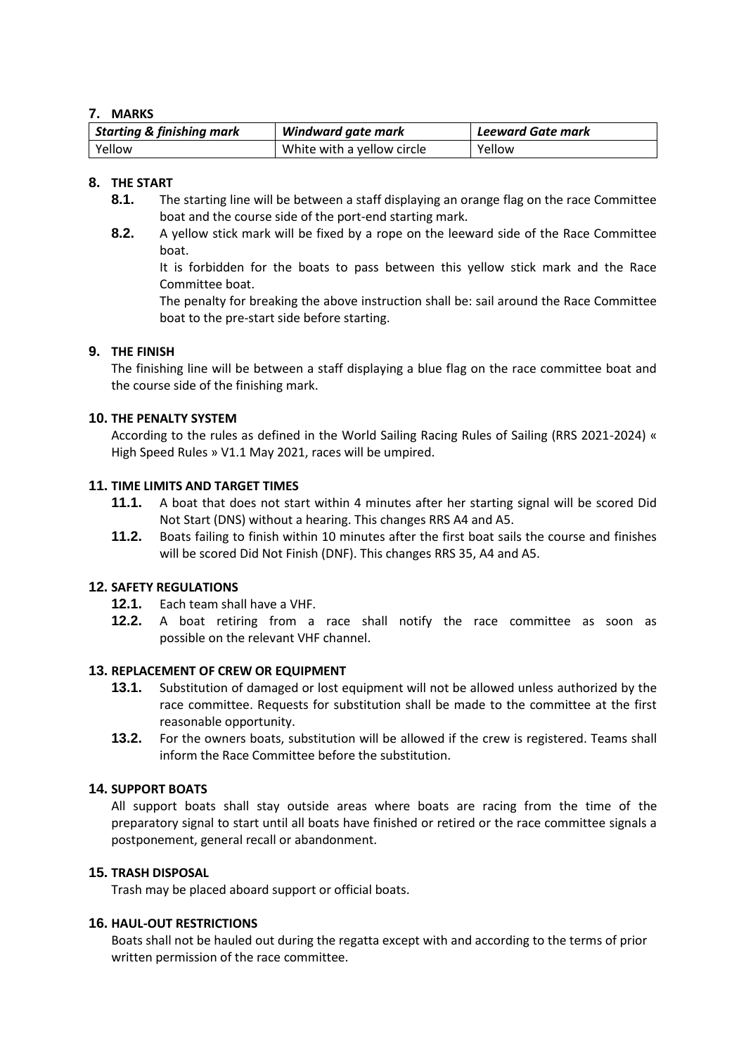## 7. MARKS

| *Starting & finishing mark* | *Windward gate mark* | *Leeward Gate mark* |
|---|---|---|
| Yellow | White with a yellow circle | Yellow |

## 8. THE START

**8.1.** The starting line will be between a staff displaying an orange flag on the race Committee boat and the course side of the port-end starting mark.

**8.2.** A yellow stick mark will be fixed by a rope on the leeward side of the Race Committee boat.

It is forbidden for the boats to pass between this yellow stick mark and the Race Committee boat.

The penalty for breaking the above instruction shall be: sail around the Race Committee boat to the pre-start side before starting.

## 9. THE FINISH

The finishing line will be between a staff displaying a blue flag on the race committee boat and the course side of the finishing mark.

## 10. THE PENALTY SYSTEM

According to the rules as defined in the World Sailing Racing Rules of Sailing (RRS 2021-2024) « High Speed Rules » V1.1 May 2021, races will be umpired.

## 11. TIME LIMITS AND TARGET TIMES

**11.1.** A boat that does not start within 4 minutes after her starting signal will be scored Did Not Start (DNS) without a hearing. This changes RRS A4 and A5.

**11.2.** Boats failing to finish within 10 minutes after the first boat sails the course and finishes will be scored Did Not Finish (DNF). This changes RRS 35, A4 and A5.

## 12. SAFETY REGULATIONS

**12.1.** Each team shall have a VHF.

**12.2.** A boat retiring from a race shall notify the race committee as soon as possible on the relevant VHF channel.

## 13. REPLACEMENT OF CREW OR EQUIPMENT

**13.1.** Substitution of damaged or lost equipment will not be allowed unless authorized by the race committee. Requests for substitution shall be made to the committee at the first reasonable opportunity.

**13.2.** For the owners boats, substitution will be allowed if the crew is registered. Teams shall inform the Race Committee before the substitution.

## 14. SUPPORT BOATS

All support boats shall stay outside areas where boats are racing from the time of the preparatory signal to start until all boats have finished or retired or the race committee signals a postponement, general recall or abandonment.

## 15. TRASH DISPOSAL

Trash may be placed aboard support or official boats.

## 16. HAUL-OUT RESTRICTIONS

Boats shall not be hauled out during the regatta except with and according to the terms of prior written permission of the race committee.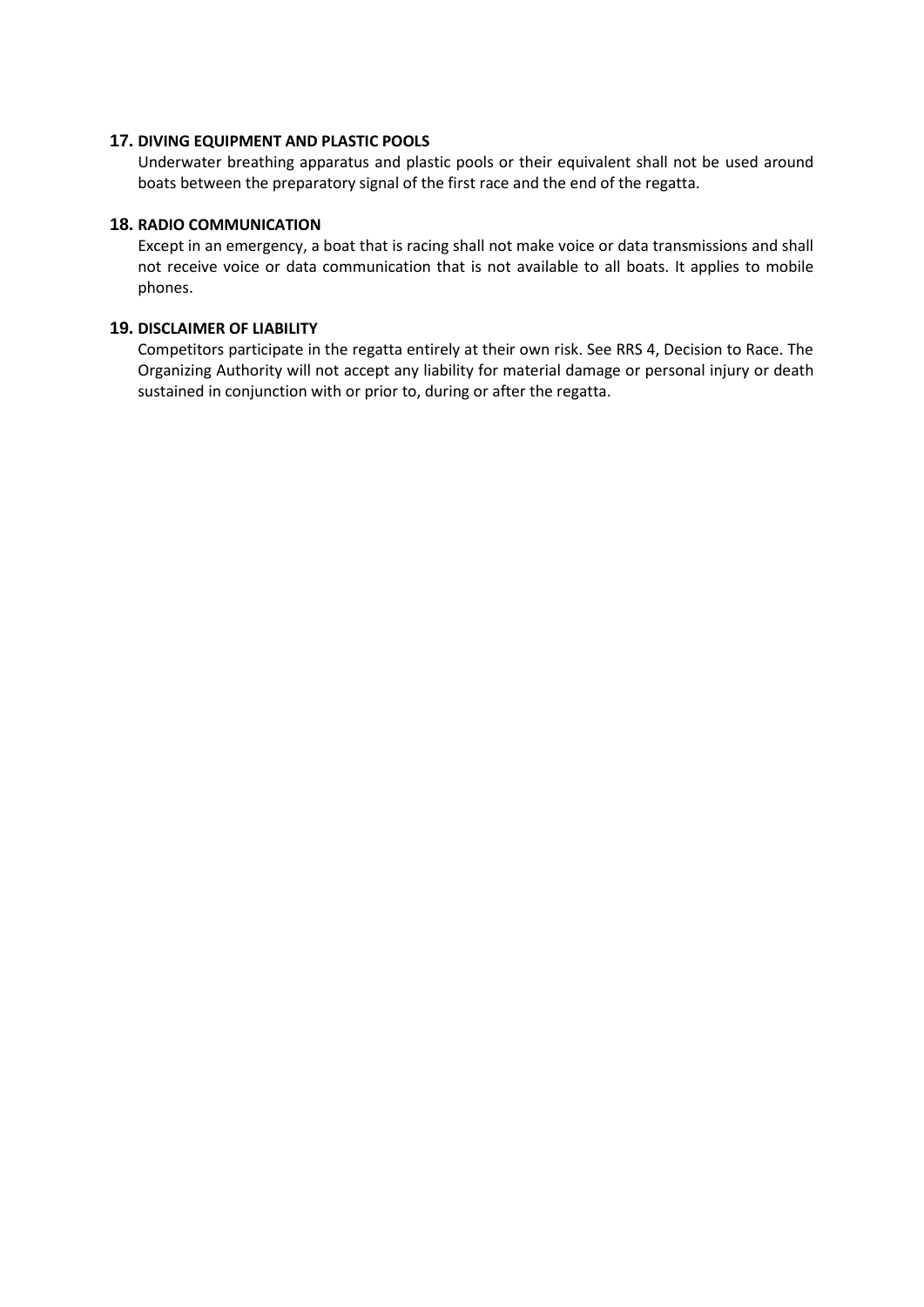## 17. DIVING EQUIPMENT AND PLASTIC POOLS

Underwater breathing apparatus and plastic pools or their equivalent shall not be used around boats between the preparatory signal of the first race and the end of the regatta.

## 18. RADIO COMMUNICATION

Except in an emergency, a boat that is racing shall not make voice or data transmissions and shall not receive voice or data communication that is not available to all boats. It applies to mobile phones.

## 19. DISCLAIMER OF LIABILITY

Competitors participate in the regatta entirely at their own risk. See RRS 4, Decision to Race. The Organizing Authority will not accept any liability for material damage or personal injury or death sustained in conjunction with or prior to, during or after the regatta.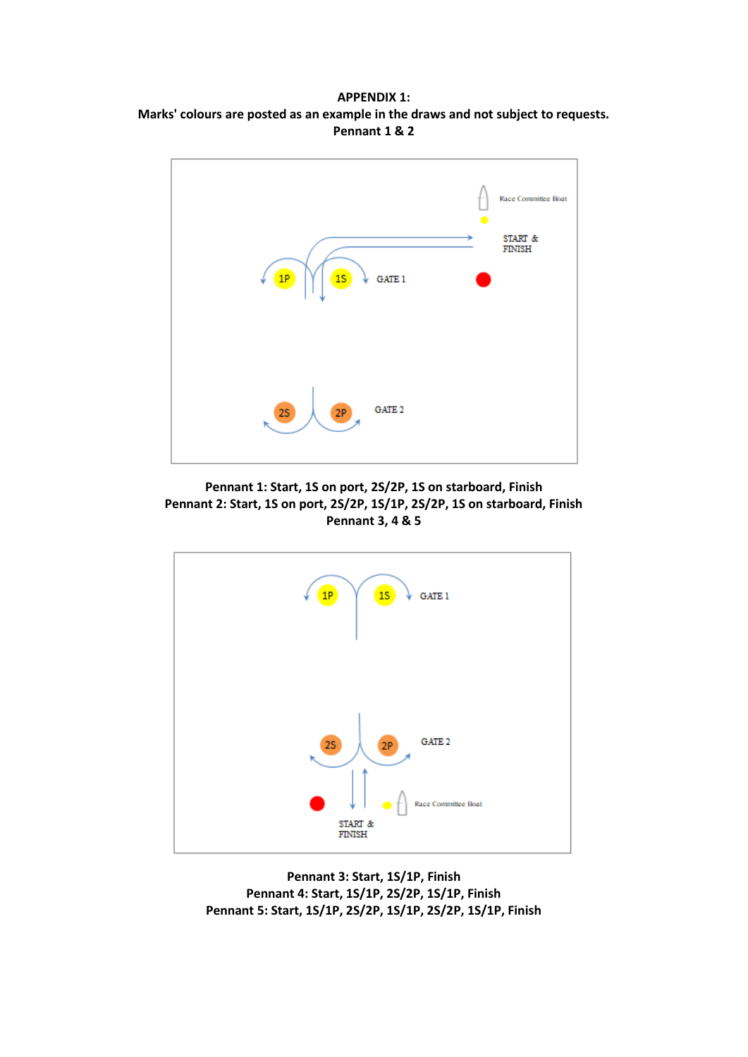**APPENDIX 1:**

**Marks' colours are posted as an example in the draws and not subject to requests.**

**Pennant 1 & 2**

Race Committee Boat

START & FINISH

1P 1S GATE 1

2S 2P GATE 2

**Pennant 1: Start, 1S on port, 2S/2P, 1S on starboard, Finish**

**Pennant 2: Start, 1S on port, 2S/2P, 1S/1P, 2S/2P, 1S on starboard, Finish**

**Pennant 3, 4 & 5**

1P 1S GATE 1

2S 2P GATE 2

START & FINISH

Race Committee Boat

**Pennant 3: Start, 1S/1P, Finish**

**Pennant 4: Start, 1S/1P, 2S/2P, 1S/1P, Finish**

**Pennant 5: Start, 1S/1P, 2S/2P, 1S/1P, 2S/2P, 1S/1P, Finish**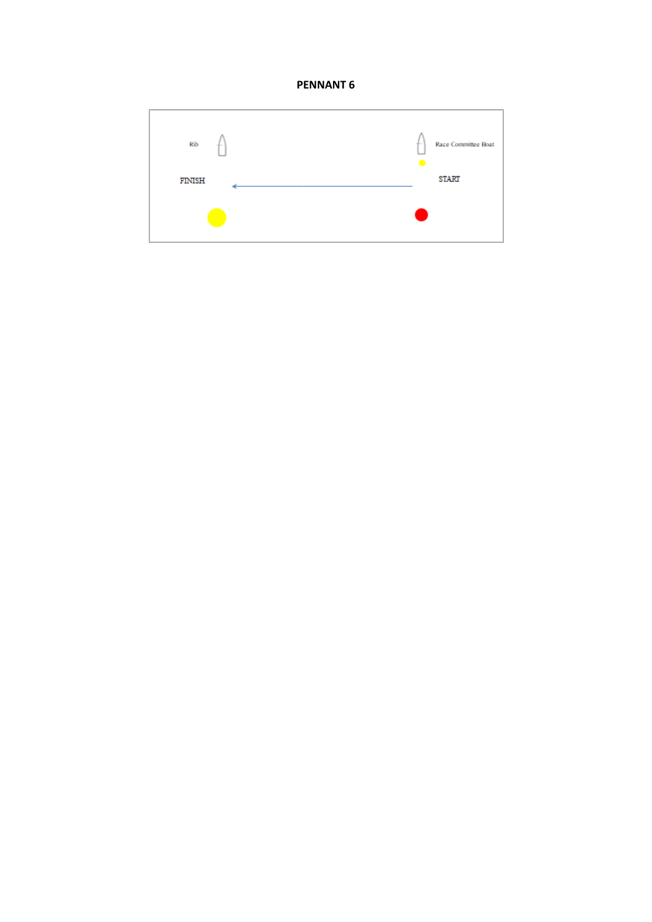**PENNANT 6**

Rib

Race Committee Boat

FINISH

START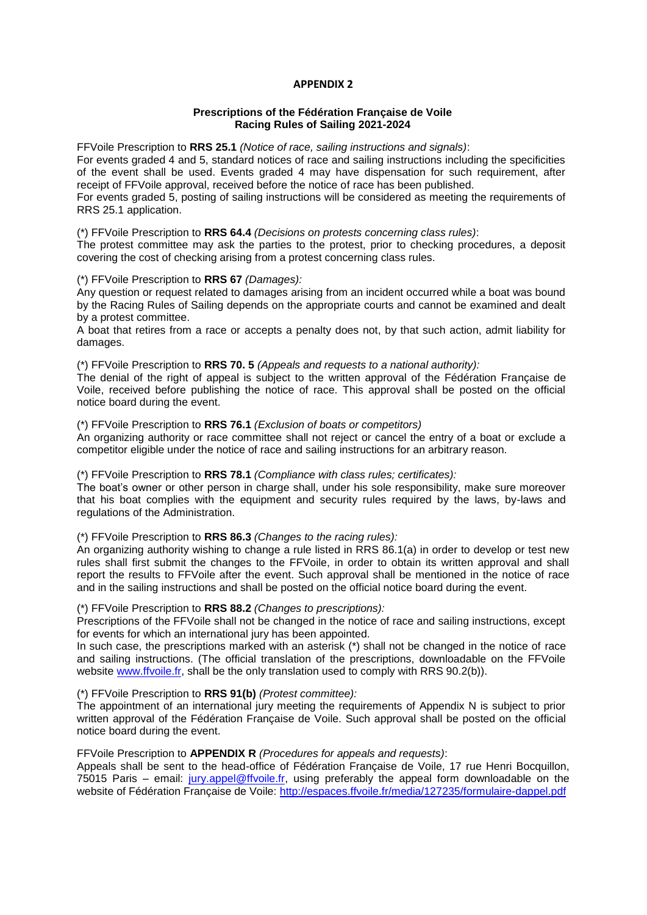**APPENDIX 2**

**Prescriptions of the Fédération Française de Voile**
**Racing Rules of Sailing 2021-2024**

FFVoile Prescription to **RRS 25.1** *(Notice of race, sailing instructions and signals)*:
For events graded 4 and 5, standard notices of race and sailing instructions including the specificities of the event shall be used. Events graded 4 may have dispensation for such requirement, after receipt of FFVoile approval, received before the notice of race has been published.
For events graded 5, posting of sailing instructions will be considered as meeting the requirements of RRS 25.1 application.

(*) FFVoile Prescription to **RRS 64.4** *(Decisions on protests concerning class rules)*:
The protest committee may ask the parties to the protest, prior to checking procedures, a deposit covering the cost of checking arising from a protest concerning class rules.

(*) FFVoile Prescription to **RRS 67** *(Damages):*
Any question or request related to damages arising from an incident occurred while a boat was bound by the Racing Rules of Sailing depends on the appropriate courts and cannot be examined and dealt by a protest committee.
A boat that retires from a race or accepts a penalty does not, by that such action, admit liability for damages.

(*) FFVoile Prescription to **RRS 70. 5** *(Appeals and requests to a national authority):*
The denial of the right of appeal is subject to the written approval of the Fédération Française de Voile, received before publishing the notice of race. This approval shall be posted on the official notice board during the event.

(*) FFVoile Prescription to **RRS 76.1** *(Exclusion of boats or competitors)*
An organizing authority or race committee shall not reject or cancel the entry of a boat or exclude a competitor eligible under the notice of race and sailing instructions for an arbitrary reason.

(*) FFVoile Prescription to **RRS 78.1** *(Compliance with class rules; certificates):*
The boat's owner or other person in charge shall, under his sole responsibility, make sure moreover that his boat complies with the equipment and security rules required by the laws, by-laws and regulations of the Administration.

(*) FFVoile Prescription to **RRS 86.3** *(Changes to the racing rules):*
An organizing authority wishing to change a rule listed in RRS 86.1(a) in order to develop or test new rules shall first submit the changes to the FFVoile, in order to obtain its written approval and shall report the results to FFVoile after the event. Such approval shall be mentioned in the notice of race and in the sailing instructions and shall be posted on the official notice board during the event.

(*) FFVoile Prescription to **RRS 88.2** *(Changes to prescriptions):*
Prescriptions of the FFVoile shall not be changed in the notice of race and sailing instructions, except for events for which an international jury has been appointed.
In such case, the prescriptions marked with an asterisk (*) shall not be changed in the notice of race and sailing instructions. (The official translation of the prescriptions, downloadable on the FFVoile website www.ffvoile.fr, shall be the only translation used to comply with RRS 90.2(b)).

(*) FFVoile Prescription to **RRS 91(b)** *(Protest committee):*
The appointment of an international jury meeting the requirements of Appendix N is subject to prior written approval of the Fédération Française de Voile. Such approval shall be posted on the official notice board during the event.

FFVoile Prescription to **APPENDIX R** *(Procedures for appeals and requests)*:
Appeals shall be sent to the head-office of Fédération Française de Voile, 17 rue Henri Bocquillon, 75015 Paris – email: jury.appel@ffvoile.fr, using preferably the appeal form downloadable on the website of Fédération Française de Voile: http://espaces.ffvoile.fr/media/127235/formulaire-dappel.pdf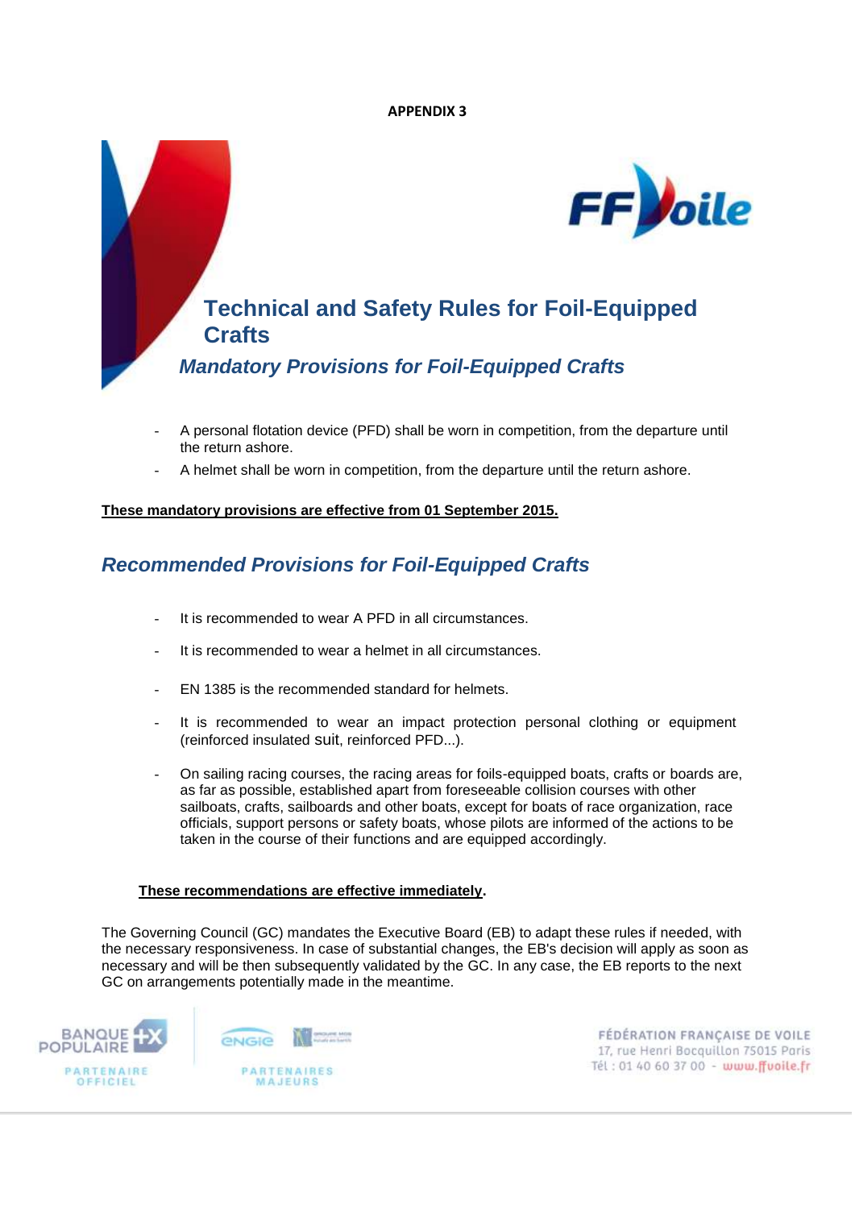**APPENDIX 3**

# Technical and Safety Rules for Foil-Equipped Crafts

## *Mandatory Provisions for Foil-Equipped Crafts*

- A personal flotation device (PFD) shall be worn in competition, from the departure until the return ashore.
- A helmet shall be worn in competition, from the departure until the return ashore.

**These mandatory provisions are effective from 01 September 2015.**

## *Recommended Provisions for Foil-Equipped Crafts*

- It is recommended to wear A PFD in all circumstances.
- It is recommended to wear a helmet in all circumstances.
- EN 1385 is the recommended standard for helmets.
- It is recommended to wear an impact protection personal clothing or equipment (reinforced insulated suit, reinforced PFD...).
- On sailing racing courses, the racing areas for foils-equipped boats, crafts or boards are, as far as possible, established apart from foreseeable collision courses with other sailboats, crafts, sailboards and other boats, except for boats of race organization, race officials, support persons or safety boats, whose pilots are informed of the actions to be taken in the course of their functions and are equipped accordingly.

**These recommendations are effective immediately.**

The Governing Council (GC) mandates the Executive Board (EB) to adapt these rules if needed, with the necessary responsiveness. In case of substantial changes, the EB's decision will apply as soon as necessary and will be then subsequently validated by the GC. In any case, the EB reports to the next GC on arrangements potentially made in the meantime.

BANQUE POPULAIRE
PARTENAIRE OFFICIEL

ENGIE
PARTENAIRES MAJEURS

FÉDÉRATION FRANÇAISE DE VOILE
17, rue Henri Bocquillon 75015 Paris
Tél : 01 40 60 37 00 - www.ffvoile.fr